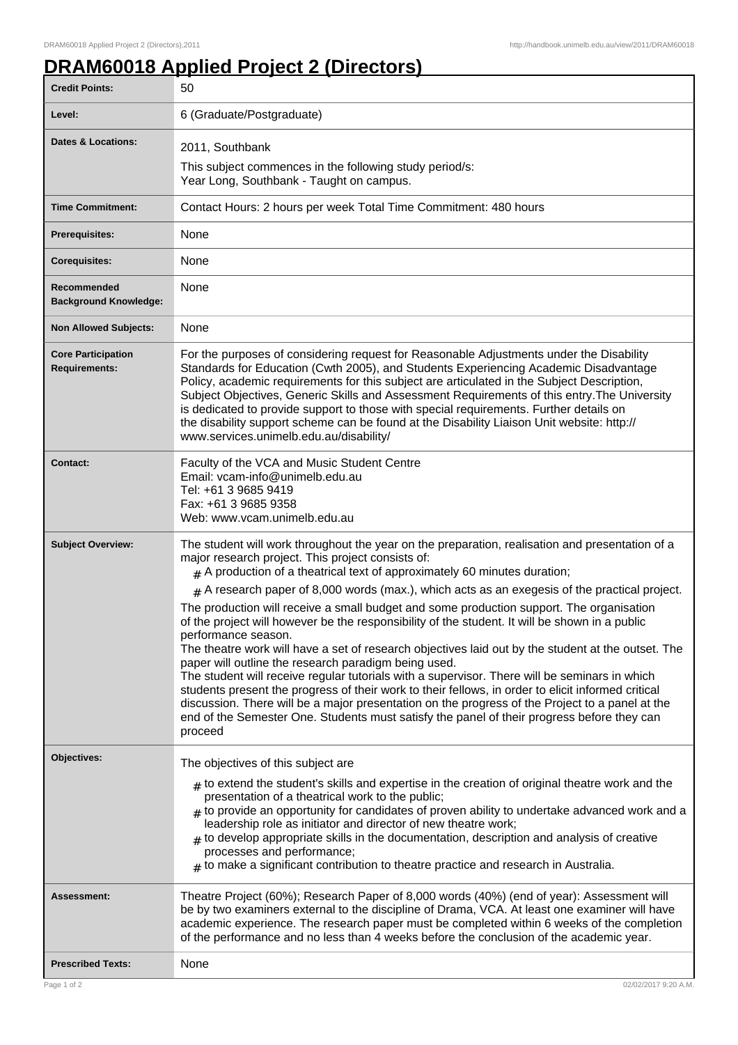# DRAM60018 Applied Project 2 (Directors)

| | |
|---|---|
| **Credit Points:** | 50 |
| **Level:** | 6 (Graduate/Postgraduate) |
| **Dates & Locations:** | 2011, Southbank<br>This subject commences in the following study period/s:<br>Year Long, Southbank - Taught on campus. |
| **Time Commitment:** | Contact Hours: 2 hours per week Total Time Commitment: 480 hours |
| **Prerequisites:** | None |
| **Corequisites:** | None |
| **Recommended Background Knowledge:** | None |
| **Non Allowed Subjects:** | None |
| **Core Participation Requirements:** | For the purposes of considering request for Reasonable Adjustments under the Disability Standards for Education (Cwth 2005), and Students Experiencing Academic Disadvantage Policy, academic requirements for this subject are articulated in the Subject Description, Subject Objectives, Generic Skills and Assessment Requirements of this entry.The University is dedicated to provide support to those with special requirements. Further details on the disability support scheme can be found at the Disability Liaison Unit website: http://www.services.unimelb.edu.au/disability/ |
| **Contact:** | Faculty of the VCA and Music Student Centre<br>Email: vcam-info@unimelb.edu.au<br>Tel: +61 3 9685 9419<br>Fax: +61 3 9685 9358<br>Web: www.vcam.unimelb.edu.au |
| **Subject Overview:** | The student will work throughout the year on the preparation, realisation and presentation of a major research project. This project consists of:<br># A production of a theatrical text of approximately 60 minutes duration;<br># A research paper of 8,000 words (max.), which acts as an exegesis of the practical project.<br>The production will receive a small budget and some production support. The organisation of the project will however be the responsibility of the student. It will be shown in a public performance season.<br>The theatre work will have a set of research objectives laid out by the student at the outset. The paper will outline the research paradigm being used.<br>The student will receive regular tutorials with a supervisor. There will be seminars in which students present the progress of their work to their fellows, in order to elicit informed critical discussion. There will be a major presentation on the progress of the Project to a panel at the end of the Semester One. Students must satisfy the panel of their progress before they can proceed |
| **Objectives:** | The objectives of this subject are<br># to extend the student's skills and expertise in the creation of original theatre work and the presentation of a theatrical work to the public;<br># to provide an opportunity for candidates of proven ability to undertake advanced work and a leadership role as initiator and director of new theatre work;<br># to develop appropriate skills in the documentation, description and analysis of creative processes and performance;<br># to make a significant contribution to theatre practice and research in Australia. |
| **Assessment:** | Theatre Project (60%); Research Paper of 8,000 words (40%) (end of year): Assessment will be by two examiners external to the discipline of Drama, VCA. At least one examiner will have academic experience. The research paper must be completed within 6 weeks of the completion of the performance and no less than 4 weeks before the conclusion of the academic year. |
| **Prescribed Texts:** | None |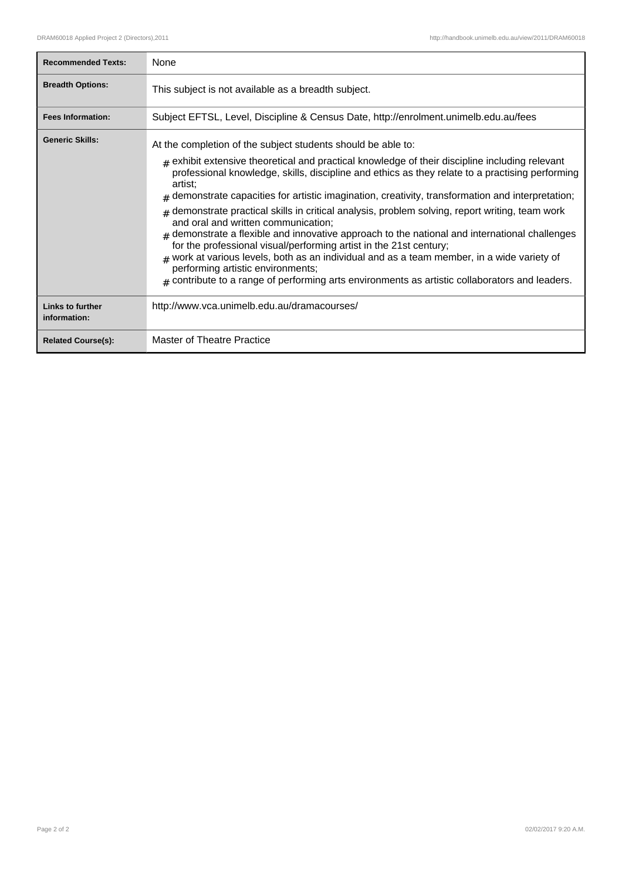| | |
|---|---|
| **Recommended Texts:** | None |
| **Breadth Options:** | This subject is not available as a breadth subject. |
| **Fees Information:** | Subject EFTSL, Level, Discipline & Census Date, http://enrolment.unimelb.edu.au/fees |
| **Generic Skills:** | At the completion of the subject students should be able to:<br># exhibit extensive theoretical and practical knowledge of their discipline including relevant professional knowledge, skills, discipline and ethics as they relate to a practising performing artist;<br># demonstrate capacities for artistic imagination, creativity, transformation and interpretation;<br># demonstrate practical skills in critical analysis, problem solving, report writing, team work and oral and written communication;<br># demonstrate a flexible and innovative approach to the national and international challenges for the professional visual/performing artist in the 21st century;<br># work at various levels, both as an individual and as a team member, in a wide variety of performing artistic environments;<br># contribute to a range of performing arts environments as artistic collaborators and leaders. |
| **Links to further information:** | http://www.vca.unimelb.edu.au/dramacourses/ |
| **Related Course(s):** | Master of Theatre Practice |